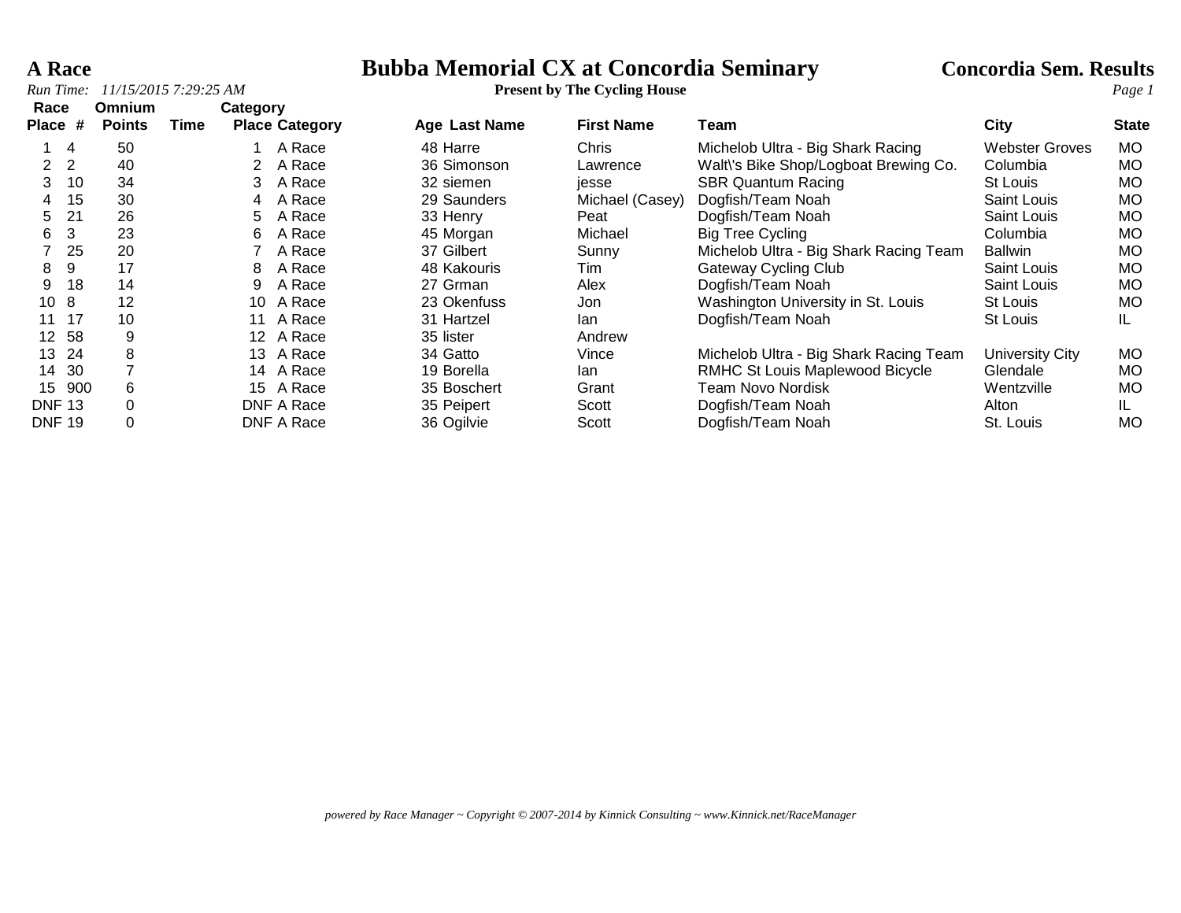# A Race

# Bubba Memorial CX at Concordia Seminary

**Present by The Cycling House**

**Concordia Sem. Results**

*Run Time: 11/15/2015 7:29:25 AM*

| Race Place | # | Omnium Points | Time | Category Place | Category | Age | Last Name | First Name | Team | City | State |
|---|---|---|---|---|---|---|---|---|---|---|---|
| 1 | 4 | 50 | | 1 | A Race | 48 | Harre | Chris | Michelob Ultra - Big Shark Racing | Webster Groves | MO |
| 2 | 2 | 40 | | 2 | A Race | 36 | Simonson | Lawrence | Walt\'s Bike Shop/Logboat Brewing Co. | Columbia | MO |
| 3 | 10 | 34 | | 3 | A Race | 32 | siemen | jesse | SBR Quantum Racing | St Louis | MO |
| 4 | 15 | 30 | | 4 | A Race | 29 | Saunders | Michael (Casey) | Dogfish/Team Noah | Saint Louis | MO |
| 5 | 21 | 26 | | 5 | A Race | 33 | Henry | Peat | Dogfish/Team Noah | Saint Louis | MO |
| 6 | 3 | 23 | | 6 | A Race | 45 | Morgan | Michael | Big Tree Cycling | Columbia | MO |
| 7 | 25 | 20 | | 7 | A Race | 37 | Gilbert | Sunny | Michelob Ultra - Big Shark Racing Team | Ballwin | MO |
| 8 | 9 | 17 | | 8 | A Race | 48 | Kakouris | Tim | Gateway Cycling Club | Saint Louis | MO |
| 9 | 18 | 14 | | 9 | A Race | 27 | Grman | Alex | Dogfish/Team Noah | Saint Louis | MO |
| 10 | 8 | 12 | | 10 | A Race | 23 | Okenfuss | Jon | Washington University in St. Louis | St Louis | MO |
| 11 | 17 | 10 | | 11 | A Race | 31 | Hartzel | Ian | Dogfish/Team Noah | St Louis | IL |
| 12 | 58 | 9 | | 12 | A Race | 35 | lister | Andrew | | | |
| 13 | 24 | 8 | | 13 | A Race | 34 | Gatto | Vince | Michelob Ultra - Big Shark Racing Team | University City | MO |
| 14 | 30 | 7 | | 14 | A Race | 19 | Borella | Ian | RMHC St Louis Maplewood Bicycle | Glendale | MO |
| 15 | 900 | 6 | | 15 | A Race | 35 | Boschert | Grant | Team Novo Nordisk | Wentzville | MO |
| DNF | 13 | 0 | | DNF | A Race | 35 | Peipert | Scott | Dogfish/Team Noah | Alton | IL |
| DNF | 19 | 0 | | DNF | A Race | 36 | Ogilvie | Scott | Dogfish/Team Noah | St. Louis | MO |

*powered by Race Manager ~ Copyright © 2007-2014 by Kinnick Consulting ~ www.Kinnick.net/RaceManager*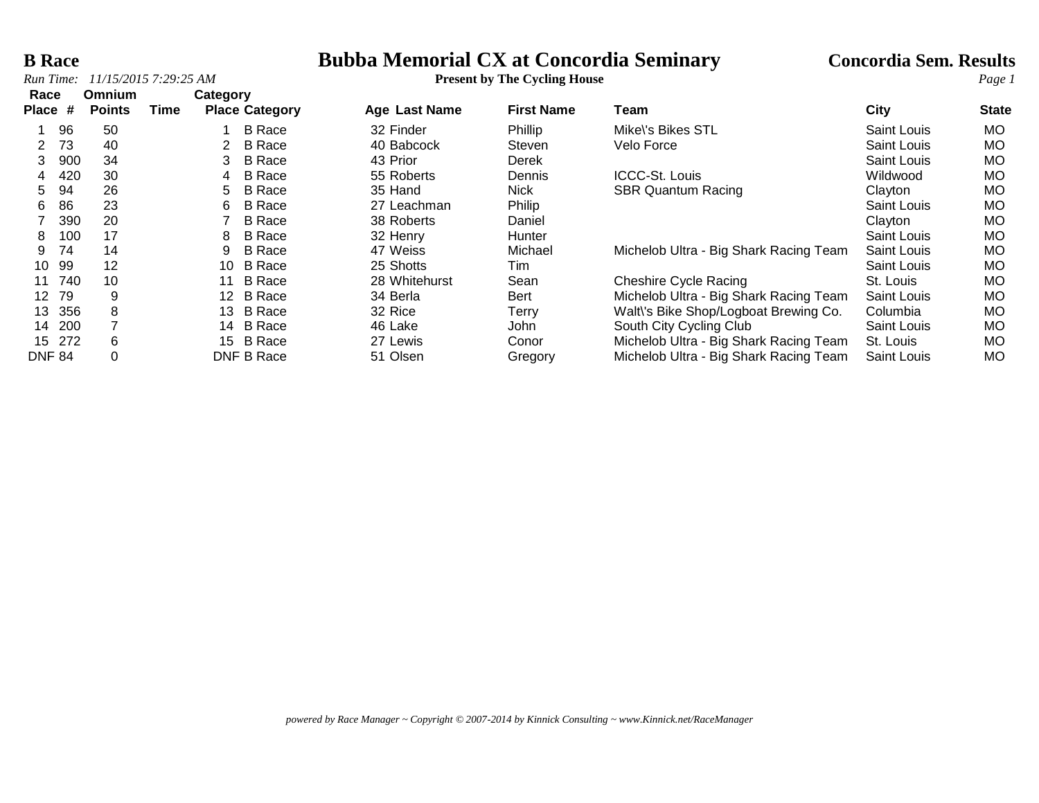**B Race**

# Bubba Memorial CX at Concordia Seminary

**Concordia Sem. Results**

*Run Time: 11/15/2015 7:29:25 AM*

**Present by The Cycling House**

| Race Place | # | Omnium Points | Time | Category Place | Category | Age | Last Name | First Name | Team | City | State |
|---|---|---|---|---|---|---|---|---|---|---|---|
| 1 | 96 | 50 | | 1 | B Race | 32 | Finder | Phillip | Mike\'s Bikes STL | Saint Louis | MO |
| 2 | 73 | 40 | | 2 | B Race | 40 | Babcock | Steven | Velo Force | Saint Louis | MO |
| 3 | 900 | 34 | | 3 | B Race | 43 | Prior | Derek | | Saint Louis | MO |
| 4 | 420 | 30 | | 4 | B Race | 55 | Roberts | Dennis | ICCC-St. Louis | Wildwood | MO |
| 5 | 94 | 26 | | 5 | B Race | 35 | Hand | Nick | SBR Quantum Racing | Clayton | MO |
| 6 | 86 | 23 | | 6 | B Race | 27 | Leachman | Philip | | Saint Louis | MO |
| 7 | 390 | 20 | | 7 | B Race | 38 | Roberts | Daniel | | Clayton | MO |
| 8 | 100 | 17 | | 8 | B Race | 32 | Henry | Hunter | | Saint Louis | MO |
| 9 | 74 | 14 | | 9 | B Race | 47 | Weiss | Michael | Michelob Ultra - Big Shark Racing Team | Saint Louis | MO |
| 10 | 99 | 12 | | 10 | B Race | 25 | Shotts | Tim | | Saint Louis | MO |
| 11 | 740 | 10 | | 11 | B Race | 28 | Whitehurst | Sean | Cheshire Cycle Racing | St. Louis | MO |
| 12 | 79 | 9 | | 12 | B Race | 34 | Berla | Bert | Michelob Ultra - Big Shark Racing Team | Saint Louis | MO |
| 13 | 356 | 8 | | 13 | B Race | 32 | Rice | Terry | Walt\'s Bike Shop/Logboat Brewing Co. | Columbia | MO |
| 14 | 200 | 7 | | 14 | B Race | 46 | Lake | John | South City Cycling Club | Saint Louis | MO |
| 15 | 272 | 6 | | 15 | B Race | 27 | Lewis | Conor | Michelob Ultra - Big Shark Racing Team | St. Louis | MO |
| DNF | 84 | 0 | | DNF | B Race | 51 | Olsen | Gregory | Michelob Ultra - Big Shark Racing Team | Saint Louis | MO |

*powered by Race Manager ~ Copyright © 2007-2014 by Kinnick Consulting ~ www.Kinnick.net/RaceManager*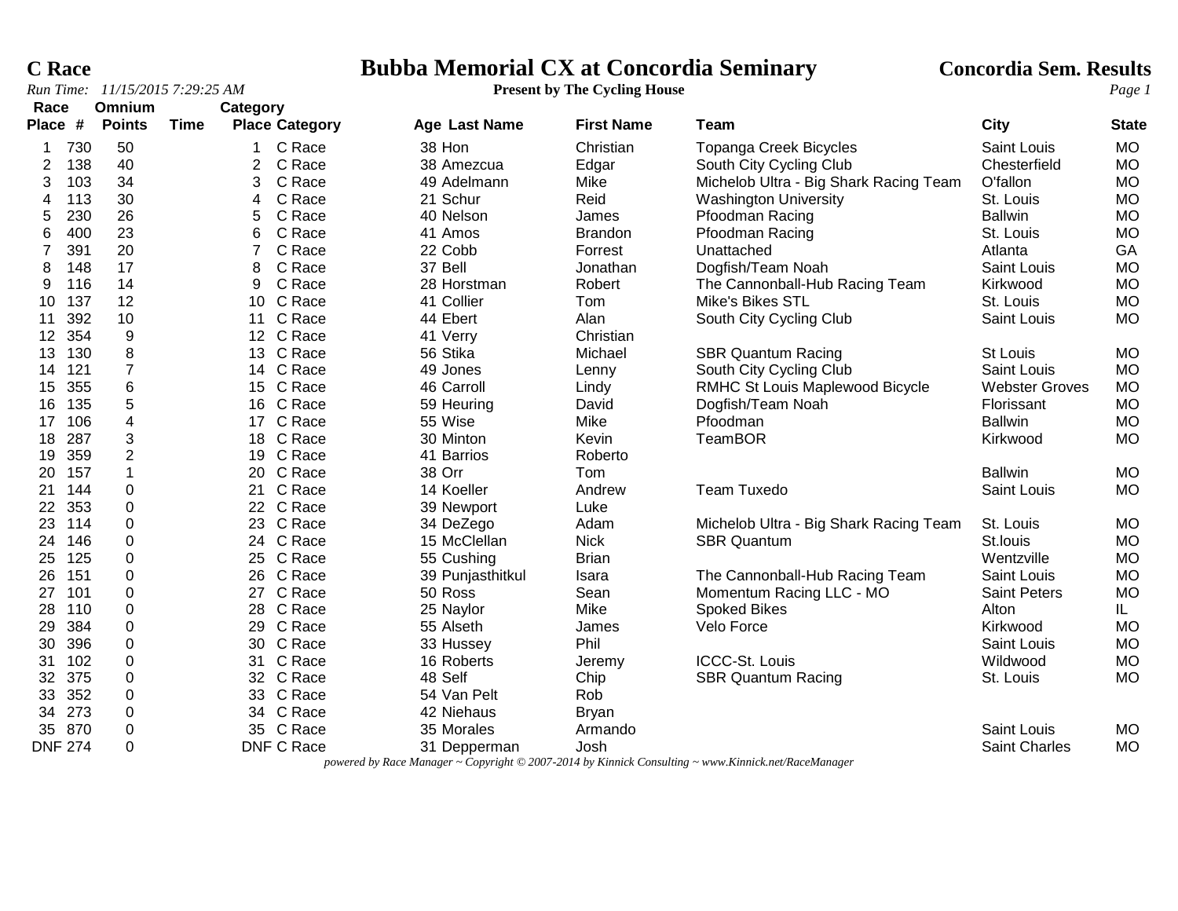# C Race

# Bubba Memorial CX at Concordia Seminary

**Present by The Cycling House**

**Concordia Sem. Results**

*Run Time: 11/15/2015 7:29:25 AM*

| Race Place | # | Omnium Points | Time | Category Place | Category | Age | Last Name | First Name | Team | City | State |
|---|---|---|---|---|---|---|---|---|---|---|---|
| 1 | 730 | 50 | | 1 | C Race | 38 | Hon | Christian | Topanga Creek Bicycles | Saint Louis | MO |
| 2 | 138 | 40 | | 2 | C Race | 38 | Amezcua | Edgar | South City Cycling Club | Chesterfield | MO |
| 3 | 103 | 34 | | 3 | C Race | 49 | Adelmann | Mike | Michelob Ultra - Big Shark Racing Team | O'fallon | MO |
| 4 | 113 | 30 | | 4 | C Race | 21 | Schur | Reid | Washington University | St. Louis | MO |
| 5 | 230 | 26 | | 5 | C Race | 40 | Nelson | James | Pfoodman Racing | Ballwin | MO |
| 6 | 400 | 23 | | 6 | C Race | 41 | Amos | Brandon | Pfoodman Racing | St. Louis | MO |
| 7 | 391 | 20 | | 7 | C Race | 22 | Cobb | Forrest | Unattached | Atlanta | GA |
| 8 | 148 | 17 | | 8 | C Race | 37 | Bell | Jonathan | Dogfish/Team Noah | Saint Louis | MO |
| 9 | 116 | 14 | | 9 | C Race | 28 | Horstman | Robert | The Cannonball-Hub Racing Team | Kirkwood | MO |
| 10 | 137 | 12 | | 10 | C Race | 41 | Collier | Tom | Mike's Bikes STL | St. Louis | MO |
| 11 | 392 | 10 | | 11 | C Race | 44 | Ebert | Alan | South City Cycling Club | Saint Louis | MO |
| 12 | 354 | 9 | | 12 | C Race | 41 | Verry | Christian | | | |
| 13 | 130 | 8 | | 13 | C Race | 56 | Stika | Michael | SBR Quantum Racing | St Louis | MO |
| 14 | 121 | 7 | | 14 | C Race | 49 | Jones | Lenny | South City Cycling Club | Saint Louis | MO |
| 15 | 355 | 6 | | 15 | C Race | 46 | Carroll | Lindy | RMHC St Louis Maplewood Bicycle | Webster Groves | MO |
| 16 | 135 | 5 | | 16 | C Race | 59 | Heuring | David | Dogfish/Team Noah | Florissant | MO |
| 17 | 106 | 4 | | 17 | C Race | 55 | Wise | Mike | Pfoodman | Ballwin | MO |
| 18 | 287 | 3 | | 18 | C Race | 30 | Minton | Kevin | TeamBOR | Kirkwood | MO |
| 19 | 359 | 2 | | 19 | C Race | 41 | Barrios | Roberto | | | |
| 20 | 157 | 1 | | 20 | C Race | 38 | Orr | Tom | | Ballwin | MO |
| 21 | 144 | 0 | | 21 | C Race | 14 | Koeller | Andrew | Team Tuxedo | Saint Louis | MO |
| 22 | 353 | 0 | | 22 | C Race | 39 | Newport | Luke | | | |
| 23 | 114 | 0 | | 23 | C Race | 34 | DeZego | Adam | Michelob Ultra - Big Shark Racing Team | St. Louis | MO |
| 24 | 146 | 0 | | 24 | C Race | 15 | McClellan | Nick | SBR Quantum | St.louis | MO |
| 25 | 125 | 0 | | 25 | C Race | 55 | Cushing | Brian | | Wentzville | MO |
| 26 | 151 | 0 | | 26 | C Race | 39 | Punjasthitkul | Isara | The Cannonball-Hub Racing Team | Saint Louis | MO |
| 27 | 101 | 0 | | 27 | C Race | 50 | Ross | Sean | Momentum Racing LLC - MO | Saint Peters | MO |
| 28 | 110 | 0 | | 28 | C Race | 25 | Naylor | Mike | Spoked Bikes | Alton | IL |
| 29 | 384 | 0 | | 29 | C Race | 55 | Alseth | James | Velo Force | Kirkwood | MO |
| 30 | 396 | 0 | | 30 | C Race | 33 | Hussey | Phil | | Saint Louis | MO |
| 31 | 102 | 0 | | 31 | C Race | 16 | Roberts | Jeremy | ICCC-St. Louis | Wildwood | MO |
| 32 | 375 | 0 | | 32 | C Race | 48 | Self | Chip | SBR Quantum Racing | St. Louis | MO |
| 33 | 352 | 0 | | 33 | C Race | 54 | Van Pelt | Rob | | | |
| 34 | 273 | 0 | | 34 | C Race | 42 | Niehaus | Bryan | | | |
| 35 | 870 | 0 | | 35 | C Race | 35 | Morales | Armando | | Saint Louis | MO |
| DNF | 274 | 0 | | DNF | C Race | 31 | Depperman | Josh | | Saint Charles | MO |

*powered by Race Manager ~ Copyright © 2007-2014 by Kinnick Consulting ~ www.Kinnick.net/RaceManager*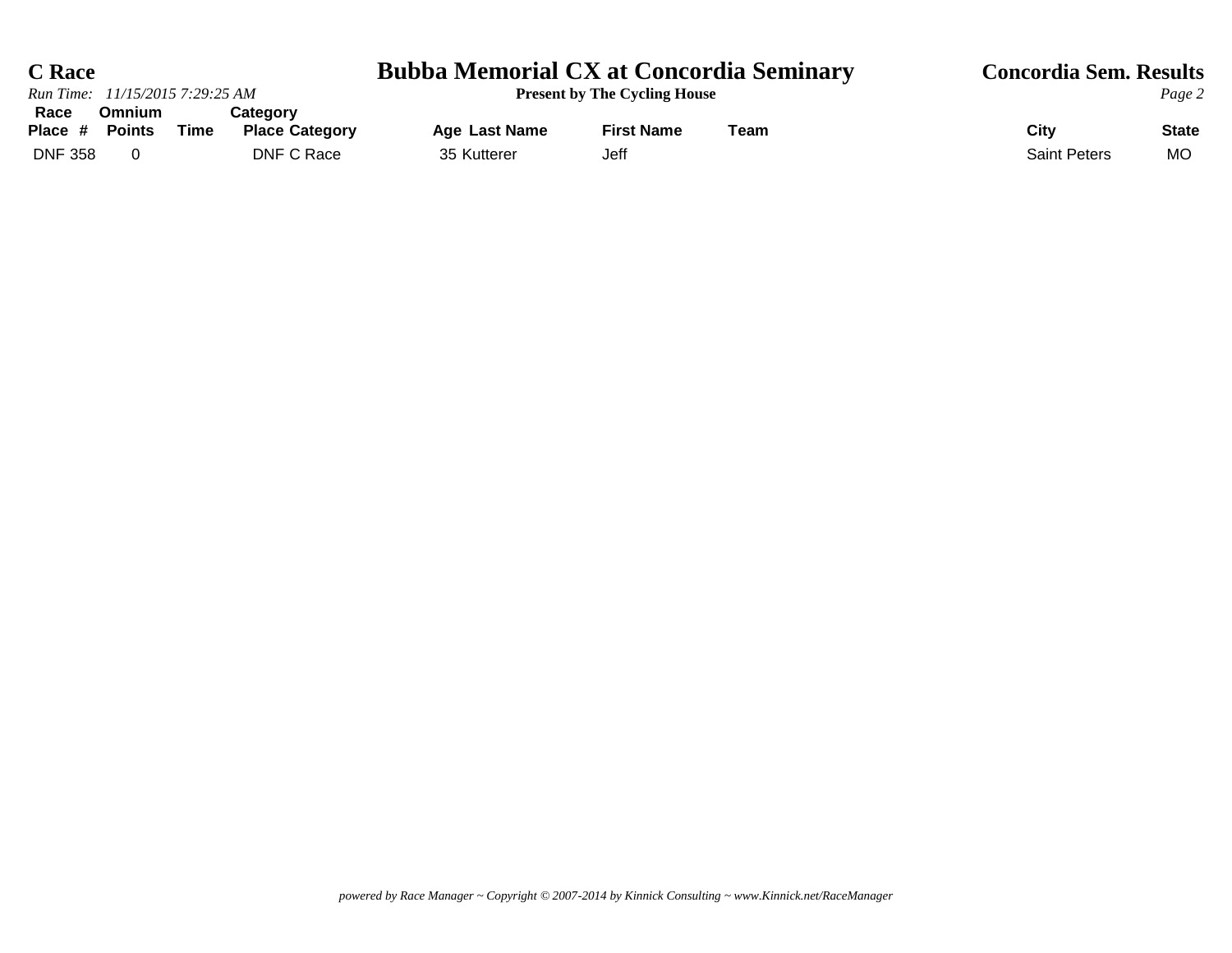# C Race

*Run Time: 11/15/2015 7:29:25 AM*

## Bubba Memorial CX at Concordia Seminary

**Present by The Cycling House**

**Concordia Sem. Results**

| Race Place | # | Omnium Points | Time | Category Place | Category | Age | Last Name | First Name | Team | City | State |
|---|---|---|---|---|---|---|---|---|---|---|---|
| DNF | 358 | 0 | | DNF | C Race | 35 | Kutterer | Jeff | | Saint Peters | MO |

*powered by Race Manager ~ Copyright © 2007-2014 by Kinnick Consulting ~ www.Kinnick.net/RaceManager*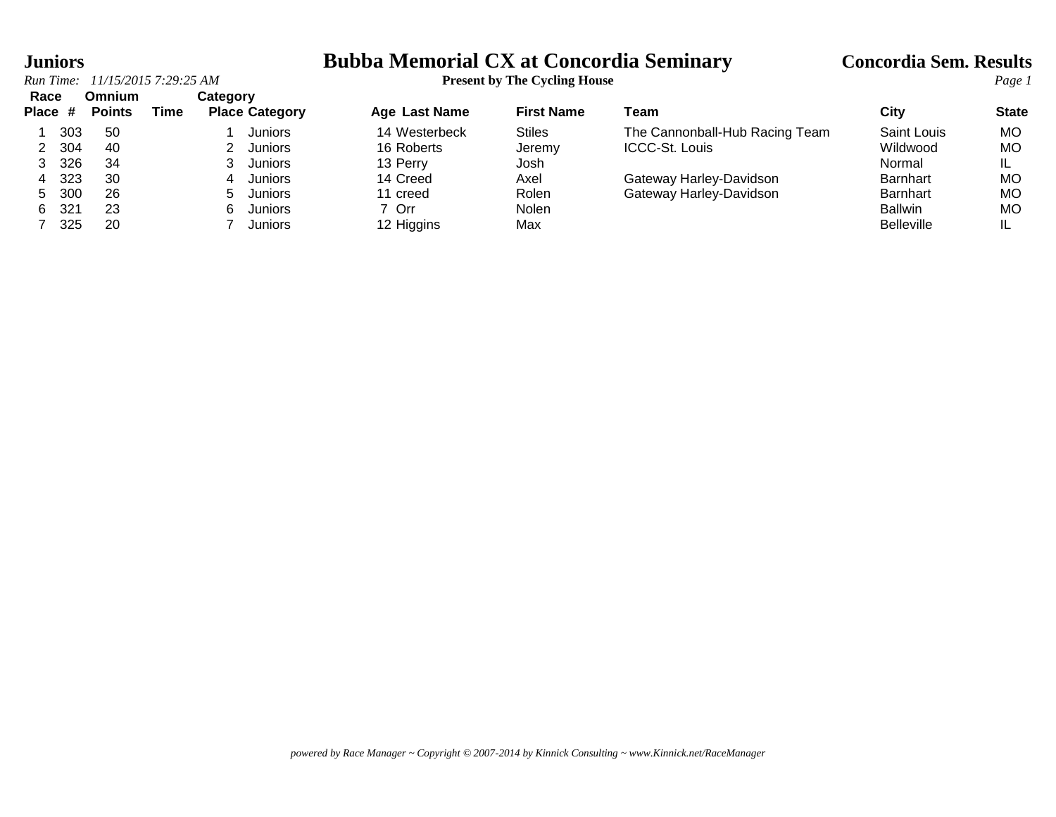# Juniors

# Bubba Memorial CX at Concordia Seminary

**Present by The Cycling House**

**Concordia Sem. Results**

*Run Time: 11/15/2015 7:29:25 AM*

| Race Place | # | Omnium Points | Time | Category Place | Category | Age | Last Name | First Name | Team | City | State |
|---|---|---|---|---|---|---|---|---|---|---|---|
| 1 | 303 | 50 | | 1 | Juniors | 14 | Westerbeck | Stiles | The Cannonball-Hub Racing Team | Saint Louis | MO |
| 2 | 304 | 40 | | 2 | Juniors | 16 | Roberts | Jeremy | ICCC-St. Louis | Wildwood | MO |
| 3 | 326 | 34 | | 3 | Juniors | 13 | Perry | Josh | | Normal | IL |
| 4 | 323 | 30 | | 4 | Juniors | 14 | Creed | Axel | Gateway Harley-Davidson | Barnhart | MO |
| 5 | 300 | 26 | | 5 | Juniors | 11 | creed | Rolen | Gateway Harley-Davidson | Barnhart | MO |
| 6 | 321 | 23 | | 6 | Juniors | 7 | Orr | Nolen | | Ballwin | MO |
| 7 | 325 | 20 | | 7 | Juniors | 12 | Higgins | Max | | Belleville | IL |

*powered by Race Manager ~ Copyright © 2007-2014 by Kinnick Consulting ~ www.Kinnick.net/RaceManager*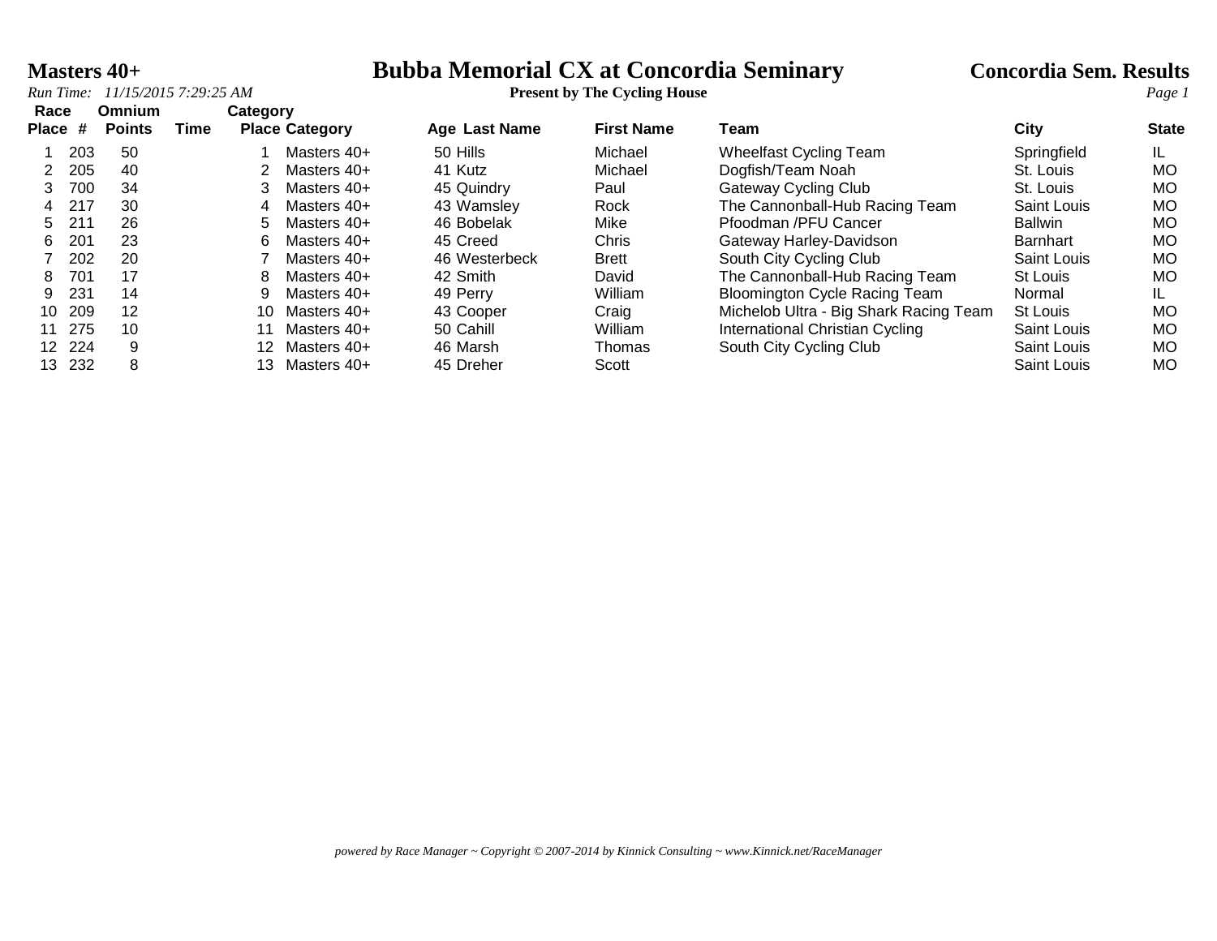# Bubba Memorial CX at Concordia Seminary

**Masters 40+**

**Concordia Sem. Results**

*Run Time: 11/15/2015 7:29:25 AM*

**Present by The Cycling House**

| Race Place | # | Omnium Points | Time | Category Place | Category | Age | Last Name | First Name | Team | City | State |
|---|---|---|---|---|---|---|---|---|---|---|---|
| 1 | 203 | 50 | | 1 | Masters 40+ | 50 | Hills | Michael | Wheelfast Cycling Team | Springfield | IL |
| 2 | 205 | 40 | | 2 | Masters 40+ | 41 | Kutz | Michael | Dogfish/Team Noah | St. Louis | MO |
| 3 | 700 | 34 | | 3 | Masters 40+ | 45 | Quindry | Paul | Gateway Cycling Club | St. Louis | MO |
| 4 | 217 | 30 | | 4 | Masters 40+ | 43 | Wamsley | Rock | The Cannonball-Hub Racing Team | Saint Louis | MO |
| 5 | 211 | 26 | | 5 | Masters 40+ | 46 | Bobelak | Mike | Pfoodman /PFU Cancer | Ballwin | MO |
| 6 | 201 | 23 | | 6 | Masters 40+ | 45 | Creed | Chris | Gateway Harley-Davidson | Barnhart | MO |
| 7 | 202 | 20 | | 7 | Masters 40+ | 46 | Westerbeck | Brett | South City Cycling Club | Saint Louis | MO |
| 8 | 701 | 17 | | 8 | Masters 40+ | 42 | Smith | David | The Cannonball-Hub Racing Team | St Louis | MO |
| 9 | 231 | 14 | | 9 | Masters 40+ | 49 | Perry | William | Bloomington Cycle Racing Team | Normal | IL |
| 10 | 209 | 12 | | 10 | Masters 40+ | 43 | Cooper | Craig | Michelob Ultra - Big Shark Racing Team | St Louis | MO |
| 11 | 275 | 10 | | 11 | Masters 40+ | 50 | Cahill | William | International Christian Cycling | Saint Louis | MO |
| 12 | 224 | 9 | | 12 | Masters 40+ | 46 | Marsh | Thomas | South City Cycling Club | Saint Louis | MO |
| 13 | 232 | 8 | | 13 | Masters 40+ | 45 | Dreher | Scott | | Saint Louis | MO |

*powered by Race Manager ~ Copyright © 2007-2014 by Kinnick Consulting ~ www.Kinnick.net/RaceManager*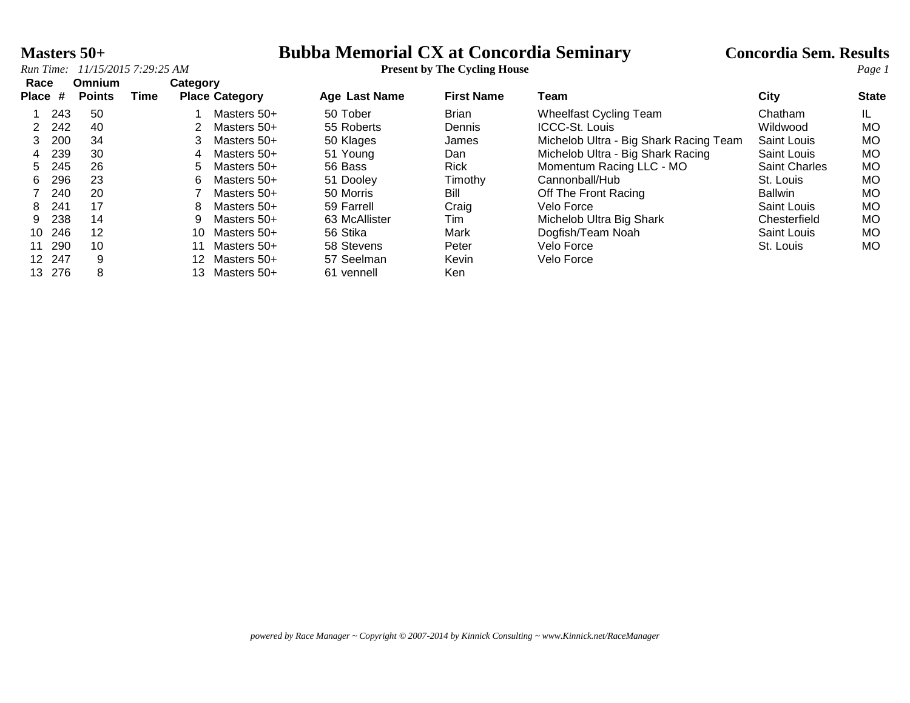# Masters 50+

# Bubba Memorial CX at Concordia Seminary

**Present by The Cycling House**

**Concordia Sem. Results**

*Run Time: 11/15/2015 7:29:25 AM*

| Race Place | # | Omnium Points | Time | Category Place | Category | Age | Last Name | First Name | Team | City | State |
|---|---|---|---|---|---|---|---|---|---|---|---|
| 1 | 243 | 50 | | 1 | Masters 50+ | 50 | Tober | Brian | Wheelfast Cycling Team | Chatham | IL |
| 2 | 242 | 40 | | 2 | Masters 50+ | 55 | Roberts | Dennis | ICCC-St. Louis | Wildwood | MO |
| 3 | 200 | 34 | | 3 | Masters 50+ | 50 | Klages | James | Michelob Ultra - Big Shark Racing Team | Saint Louis | MO |
| 4 | 239 | 30 | | 4 | Masters 50+ | 51 | Young | Dan | Michelob Ultra - Big Shark Racing | Saint Louis | MO |
| 5 | 245 | 26 | | 5 | Masters 50+ | 56 | Bass | Rick | Momentum Racing LLC - MO | Saint Charles | MO |
| 6 | 296 | 23 | | 6 | Masters 50+ | 51 | Dooley | Timothy | Cannonball/Hub | St. Louis | MO |
| 7 | 240 | 20 | | 7 | Masters 50+ | 50 | Morris | Bill | Off The Front Racing | Ballwin | MO |
| 8 | 241 | 17 | | 8 | Masters 50+ | 59 | Farrell | Craig | Velo Force | Saint Louis | MO |
| 9 | 238 | 14 | | 9 | Masters 50+ | 63 | McAllister | Tim | Michelob Ultra Big Shark | Chesterfield | MO |
| 10 | 246 | 12 | | 10 | Masters 50+ | 56 | Stika | Mark | Dogfish/Team Noah | Saint Louis | MO |
| 11 | 290 | 10 | | 11 | Masters 50+ | 58 | Stevens | Peter | Velo Force | St. Louis | MO |
| 12 | 247 | 9 | | 12 | Masters 50+ | 57 | Seelman | Kevin | Velo Force | | |
| 13 | 276 | 8 | | 13 | Masters 50+ | 61 | vennell | Ken | | | |

*powered by Race Manager ~ Copyright © 2007-2014 by Kinnick Consulting ~ www.Kinnick.net/RaceManager*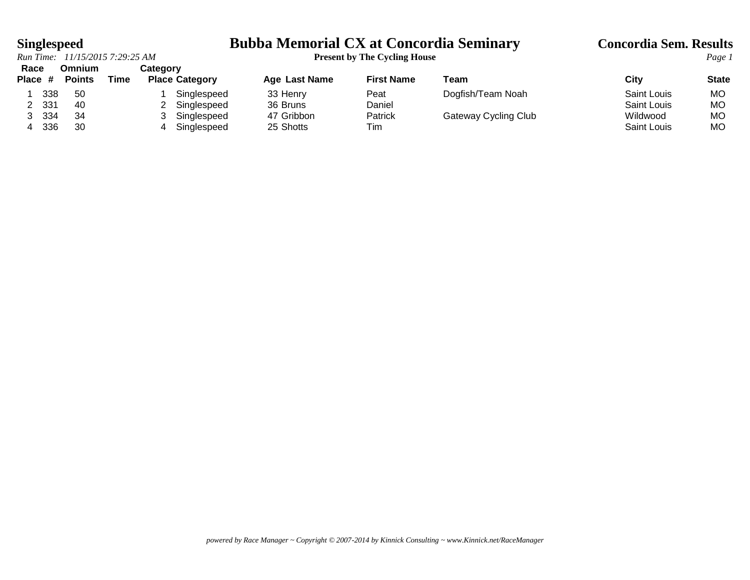# Bubba Memorial CX at Concordia Seminary

**Present by The Cycling House**

## Singlespeed

*Run Time: 11/15/2015 7:29:25 AM*

**Concordia Sem. Results**

| Race Place | # | Omnium Points | Time | Category Place | Category | Age | Last Name | First Name | Team | City | State |
|---|---|---|---|---|---|---|---|---|---|---|---|
| 1 | 338 | 50 | | 1 | Singlespeed | 33 | Henry | Peat | Dogfish/Team Noah | Saint Louis | MO |
| 2 | 331 | 40 | | 2 | Singlespeed | 36 | Bruns | Daniel | | Saint Louis | MO |
| 3 | 334 | 34 | | 3 | Singlespeed | 47 | Gribbon | Patrick | Gateway Cycling Club | Wildwood | MO |
| 4 | 336 | 30 | | 4 | Singlespeed | 25 | Shotts | Tim | | Saint Louis | MO |

*powered by Race Manager ~ Copyright © 2007-2014 by Kinnick Consulting ~ www.Kinnick.net/RaceManager*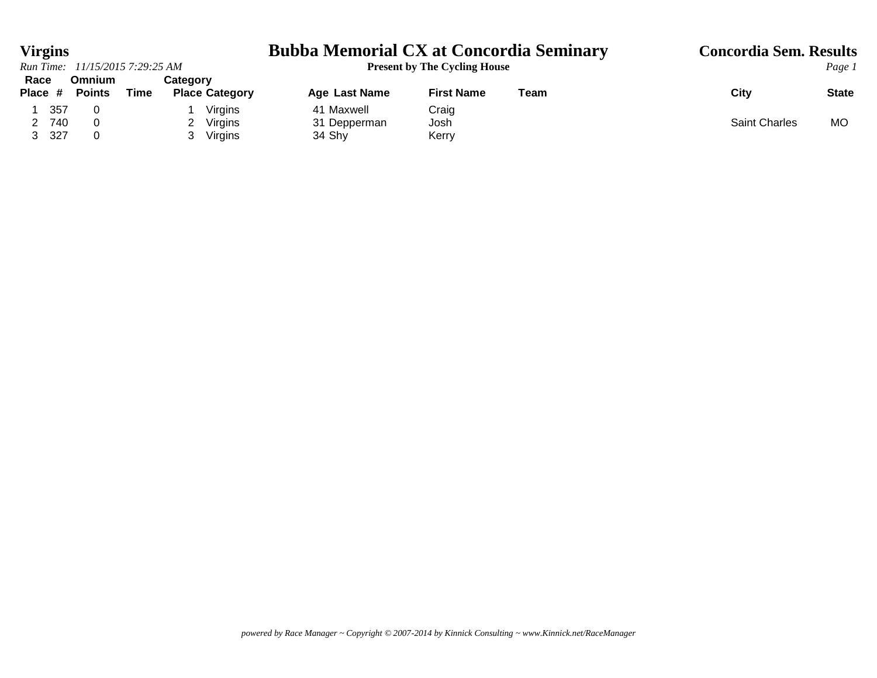# Virgins

## Bubba Memorial CX at Concordia Seminary

**Present by The Cycling House**

**Concordia Sem. Results**

*Run Time: 11/15/2015 7:29:25 AM*

| Race Place | # | Omnium Points | Time | Category Place | Category | Age | Last Name | First Name | Team | City | State |
|---|---|---|---|---|---|---|---|---|---|---|---|
| 1 | 357 | 0 | | 1 | Virgins | 41 | Maxwell | Craig | | | |
| 2 | 740 | 0 | | 2 | Virgins | 31 | Depperman | Josh | | Saint Charles | MO |
| 3 | 327 | 0 | | 3 | Virgins | 34 | Shy | Kerry | | | |

*powered by Race Manager ~ Copyright © 2007-2014 by Kinnick Consulting ~ www.Kinnick.net/RaceManager*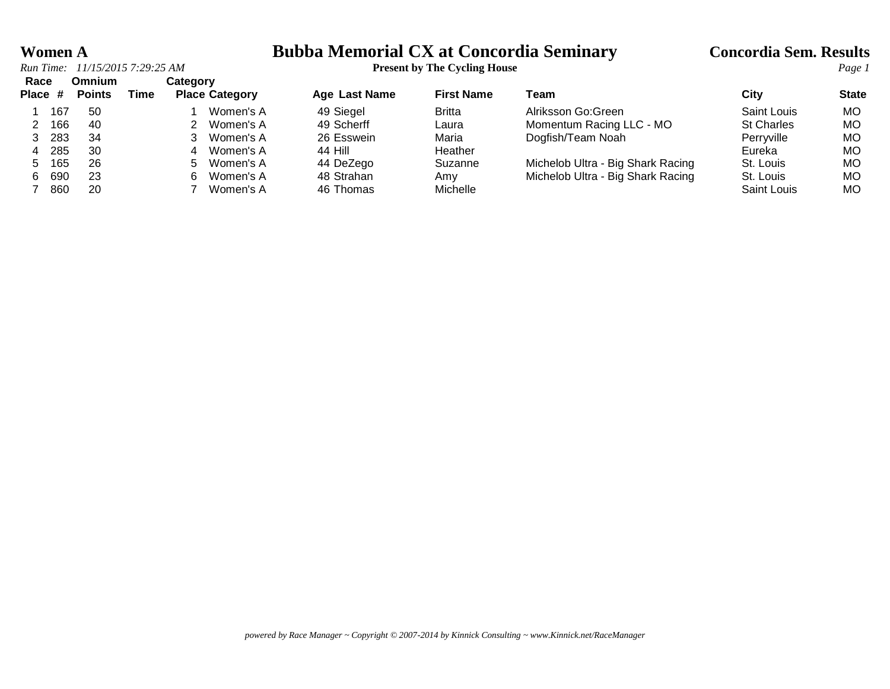# Women A

# Bubba Memorial CX at Concordia Seminary

**Present by The Cycling House**

**Concordia Sem. Results**

*Run Time: 11/15/2015 7:29:25 AM*

| Race Place | # | Omnium Points | Time | Category Place | Category | Age | Last Name | First Name | Team | City | State |
|---|---|---|---|---|---|---|---|---|---|---|---|
| 1 | 167 | 50 | | 1 | Women's A | 49 | Siegel | Britta | Alriksson Go:Green | Saint Louis | MO |
| 2 | 166 | 40 | | 2 | Women's A | 49 | Scherff | Laura | Momentum Racing LLC - MO | St Charles | MO |
| 3 | 283 | 34 | | 3 | Women's A | 26 | Esswein | Maria | Dogfish/Team Noah | Perryville | MO |
| 4 | 285 | 30 | | 4 | Women's A | 44 | Hill | Heather | | Eureka | MO |
| 5 | 165 | 26 | | 5 | Women's A | 44 | DeZego | Suzanne | Michelob Ultra - Big Shark Racing | St. Louis | MO |
| 6 | 690 | 23 | | 6 | Women's A | 48 | Strahan | Amy | Michelob Ultra - Big Shark Racing | St. Louis | MO |
| 7 | 860 | 20 | | 7 | Women's A | 46 | Thomas | Michelle | | Saint Louis | MO |

*powered by Race Manager ~ Copyright © 2007-2014 by Kinnick Consulting ~ www.Kinnick.net/RaceManager*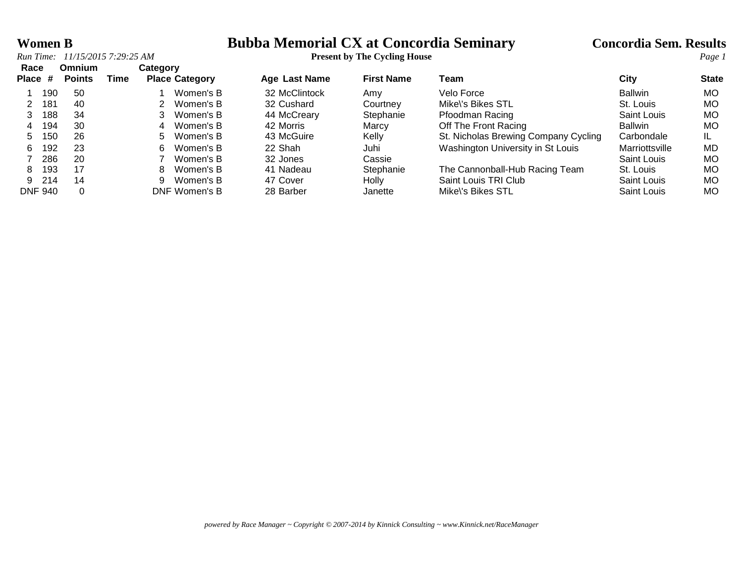# Women B

## Bubba Memorial CX at Concordia Seminary

**Concordia Sem. Results**

*Run Time: 11/15/2015 7:29:25 AM*

**Present by The Cycling House**

| Race Place | # | Omnium Points | Time | Category Place | Category | Age | Last Name | First Name | Team | City | State |
|---|---|---|---|---|---|---|---|---|---|---|---|
| 1 | 190 | 50 | | 1 | Women's B | 32 | McClintock | Amy | Velo Force | Ballwin | MO |
| 2 | 181 | 40 | | 2 | Women's B | 32 | Cushard | Courtney | Mike\'s Bikes STL | St. Louis | MO |
| 3 | 188 | 34 | | 3 | Women's B | 44 | McCreary | Stephanie | Pfoodman Racing | Saint Louis | MO |
| 4 | 194 | 30 | | 4 | Women's B | 42 | Morris | Marcy | Off The Front Racing | Ballwin | MO |
| 5 | 150 | 26 | | 5 | Women's B | 43 | McGuire | Kelly | St. Nicholas Brewing Company Cycling | Carbondale | IL |
| 6 | 192 | 23 | | 6 | Women's B | 22 | Shah | Juhi | Washington University in St Louis | Marriottsville | MD |
| 7 | 286 | 20 | | 7 | Women's B | 32 | Jones | Cassie | | Saint Louis | MO |
| 8 | 193 | 17 | | 8 | Women's B | 41 | Nadeau | Stephanie | The Cannonball-Hub Racing Team | St. Louis | MO |
| 9 | 214 | 14 | | 9 | Women's B | 47 | Cover | Holly | Saint Louis TRI Club | Saint Louis | MO |
| DNF | 940 | 0 | | DNF | Women's B | 28 | Barber | Janette | Mike\'s Bikes STL | Saint Louis | MO |

*powered by Race Manager ~ Copyright © 2007-2014 by Kinnick Consulting ~ www.Kinnick.net/RaceManager*